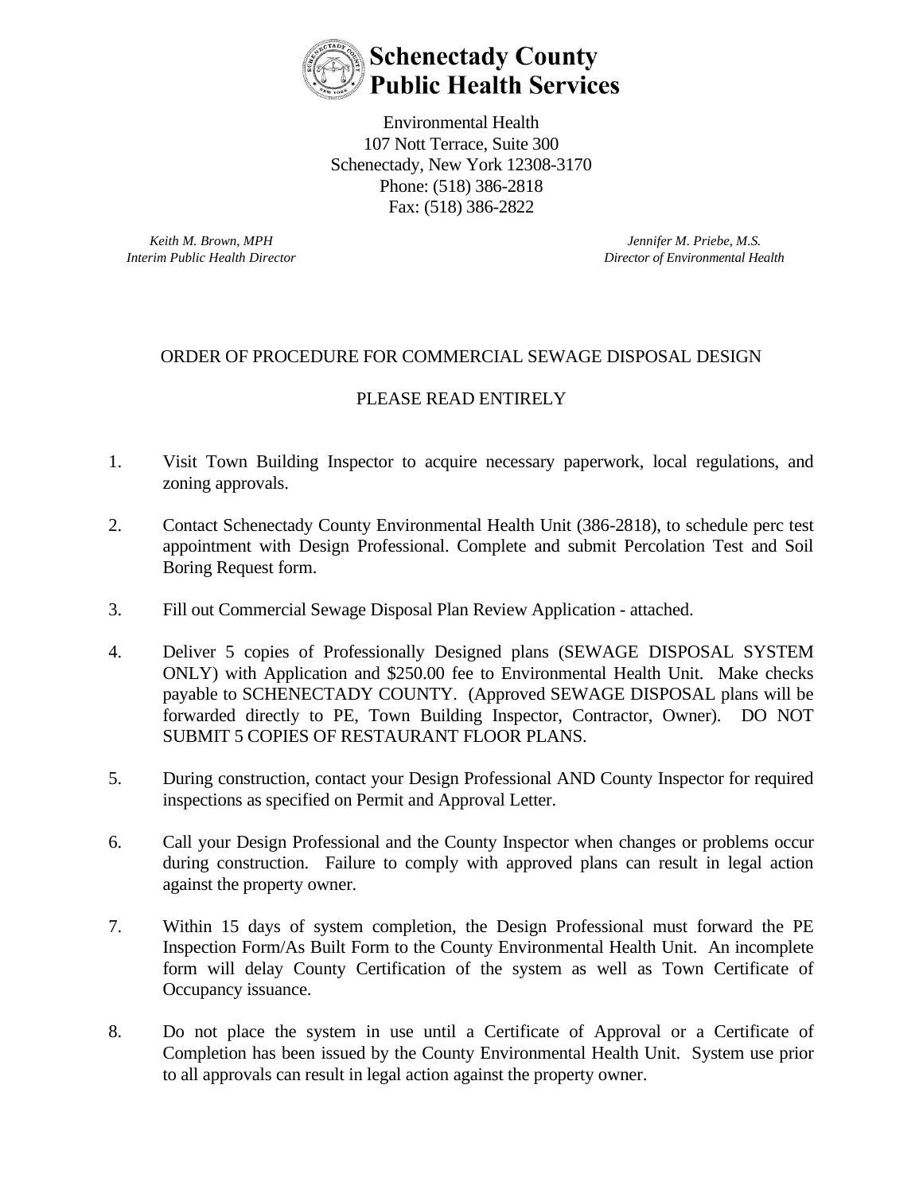# Schenectady County Public Health Services

Environmental Health
107 Nott Terrace, Suite 300
Schenectady, New York 12308-3170
Phone: (518) 386-2818
Fax: (518) 386-2822

*Keith M. Brown, MPH*
*Interim Public Health Director*

*Jennifer M. Priebe, M.S.*
*Director of Environmental Health*

## ORDER OF PROCEDURE FOR COMMERCIAL SEWAGE DISPOSAL DESIGN

PLEASE READ ENTIRELY

1. Visit Town Building Inspector to acquire necessary paperwork, local regulations, and zoning approvals.

2. Contact Schenectady County Environmental Health Unit (386-2818), to schedule perc test appointment with Design Professional. Complete and submit Percolation Test and Soil Boring Request form.

3. Fill out Commercial Sewage Disposal Plan Review Application - attached.

4. Deliver 5 copies of Professionally Designed plans (SEWAGE DISPOSAL SYSTEM ONLY) with Application and $250.00 fee to Environmental Health Unit. Make checks payable to SCHENECTADY COUNTY. (Approved SEWAGE DISPOSAL plans will be forwarded directly to PE, Town Building Inspector, Contractor, Owner). DO NOT SUBMIT 5 COPIES OF RESTAURANT FLOOR PLANS.

5. During construction, contact your Design Professional AND County Inspector for required inspections as specified on Permit and Approval Letter.

6. Call your Design Professional and the County Inspector when changes or problems occur during construction. Failure to comply with approved plans can result in legal action against the property owner.

7. Within 15 days of system completion, the Design Professional must forward the PE Inspection Form/As Built Form to the County Environmental Health Unit. An incomplete form will delay County Certification of the system as well as Town Certificate of Occupancy issuance.

8. Do not place the system in use until a Certificate of Approval or a Certificate of Completion has been issued by the County Environmental Health Unit. System use prior to all approvals can result in legal action against the property owner.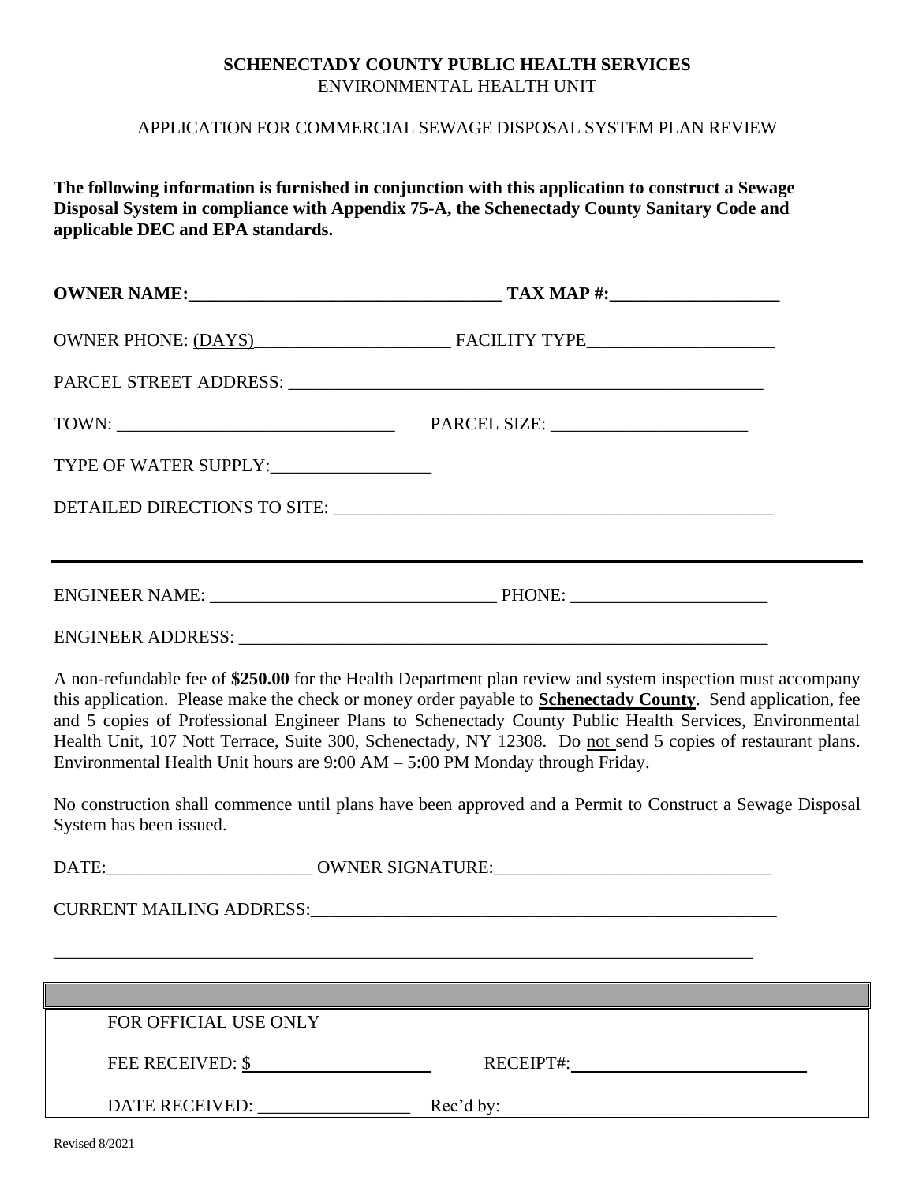**SCHENECTADY COUNTY PUBLIC HEALTH SERVICES**
ENVIRONMENTAL HEALTH UNIT

APPLICATION FOR COMMERCIAL SEWAGE DISPOSAL SYSTEM PLAN REVIEW

**The following information is furnished in conjunction with this application to construct a Sewage Disposal System in compliance with Appendix 75-A, the Schenectady County Sanitary Code and applicable DEC and EPA standards.**

**OWNER NAME:**___________________________________ **TAX MAP #:**___________________

OWNER PHONE: (DAYS)______________________ FACILITY TYPE_____________________

PARCEL STREET ADDRESS: _______________________________________________________

TOWN: ______________________________ PARCEL SIZE: _____________________

TYPE OF WATER SUPPLY:_________________

DETAILED DIRECTIONS TO SITE: ________________________________________________

---

ENGINEER NAME: _______________________________ PHONE: _____________________

ENGINEER ADDRESS: _____________________________________________________________

A non-refundable fee of **$250.00** for the Health Department plan review and system inspection must accompany this application. Please make the check or money order payable to **Schenectady County**. Send application, fee and 5 copies of Professional Engineer Plans to Schenectady County Public Health Services, Environmental Health Unit, 107 Nott Terrace, Suite 300, Schenectady, NY 12308. Do not send 5 copies of restaurant plans. Environmental Health Unit hours are 9:00 AM – 5:00 PM Monday through Friday.

No construction shall commence until plans have been approved and a Permit to Construct a Sewage Disposal System has been issued.

DATE:_______________________ OWNER SIGNATURE:_______________________________

CURRENT MAILING ADDRESS:____________________________________________________

_____________________________________________________________________________

FOR OFFICIAL USE ONLY

FEE RECEIVED: $____________________ RECEIPT#:__________________________

DATE RECEIVED: ________________ Rec'd by: ________________________

Revised 8/2021